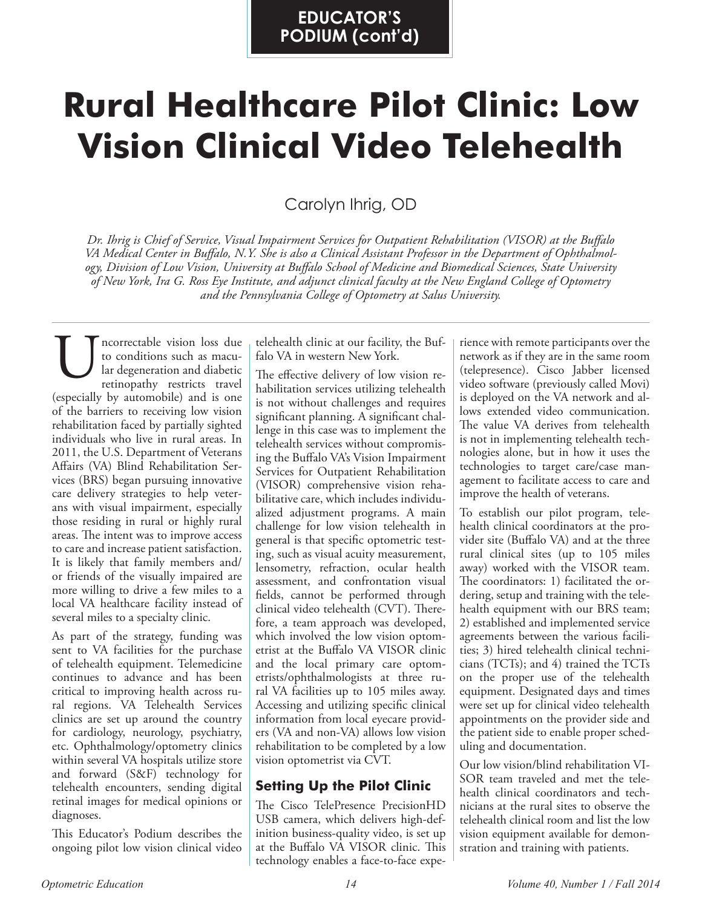EDUCATOR'S PODIUM (cont'd)

# Rural Healthcare Pilot Clinic: Low Vision Clinical Video Telehealth

Carolyn Ihrig, OD

*Dr. Ihrig is Chief of Service, Visual Impairment Services for Outpatient Rehabilitation (VISOR) at the Buffalo VA Medical Center in Buffalo, N.Y. She is also a Clinical Assistant Professor in the Department of Ophthalmology, Division of Low Vision, University at Buffalo School of Medicine and Biomedical Sciences, State University of New York, Ira G. Ross Eye Institute, and adjunct clinical faculty at the New England College of Optometry and the Pennsylvania College of Optometry at Salus University.*

Uncorrectable vision loss due to conditions such as macular degeneration and diabetic retinopathy restricts travel (especially by automobile) and is one of the barriers to receiving low vision rehabilitation faced by partially sighted individuals who live in rural areas. In 2011, the U.S. Department of Veterans Affairs (VA) Blind Rehabilitation Services (BRS) began pursuing innovative care delivery strategies to help veterans with visual impairment, especially those residing in rural or highly rural areas. The intent was to improve access to care and increase patient satisfaction. It is likely that family members and/or friends of the visually impaired are more willing to drive a few miles to a local VA healthcare facility instead of several miles to a specialty clinic.

As part of the strategy, funding was sent to VA facilities for the purchase of telehealth equipment. Telemedicine continues to advance and has been critical to improving health across rural regions. VA Telehealth Services clinics are set up around the country for cardiology, neurology, psychiatry, etc. Ophthalmology/optometry clinics within several VA hospitals utilize store and forward (S&F) technology for telehealth encounters, sending digital retinal images for medical opinions or diagnoses.

This Educator's Podium describes the ongoing pilot low vision clinical video telehealth clinic at our facility, the Buffalo VA in western New York.

The effective delivery of low vision rehabilitation services utilizing telehealth is not without challenges and requires significant planning. A significant challenge in this case was to implement the telehealth services without compromising the Buffalo VA's Vision Impairment Services for Outpatient Rehabilitation (VISOR) comprehensive vision rehabilitative care, which includes individualized adjustment programs. A main challenge for low vision telehealth in general is that specific optometric testing, such as visual acuity measurement, lensometry, refraction, ocular health assessment, and confrontation visual fields, cannot be performed through clinical video telehealth (CVT). Therefore, a team approach was developed, which involved the low vision optometrist at the Buffalo VA VISOR clinic and the local primary care optometrists/ophthalmologists at three rural VA facilities up to 105 miles away. Accessing and utilizing specific clinical information from local eyecare providers (VA and non-VA) allows low vision rehabilitation to be completed by a low vision optometrist via CVT.

## Setting Up the Pilot Clinic

The Cisco TelePresence PrecisionHD USB camera, which delivers high-definition business-quality video, is set up at the Buffalo VA VISOR clinic. This technology enables a face-to-face experience with remote participants over the network as if they are in the same room (telepresence). Cisco Jabber licensed video software (previously called Movi) is deployed on the VA network and allows extended video communication. The value VA derives from telehealth is not in implementing telehealth technologies alone, but in how it uses the technologies to target care/case management to facilitate access to care and improve the health of veterans.

To establish our pilot program, telehealth clinical coordinators at the provider site (Buffalo VA) and at the three rural clinical sites (up to 105 miles away) worked with the VISOR team. The coordinators: 1) facilitated the ordering, setup and training with the telehealth equipment with our BRS team; 2) established and implemented service agreements between the various facilities; 3) hired telehealth clinical technicians (TCTs); and 4) trained the TCTs on the proper use of the telehealth equipment. Designated days and times were set up for clinical video telehealth appointments on the provider side and the patient side to enable proper scheduling and documentation.

Our low vision/blind rehabilitation VISOR team traveled and met the telehealth clinical coordinators and technicians at the rural sites to observe the telehealth clinical room and list the low vision equipment available for demonstration and training with patients.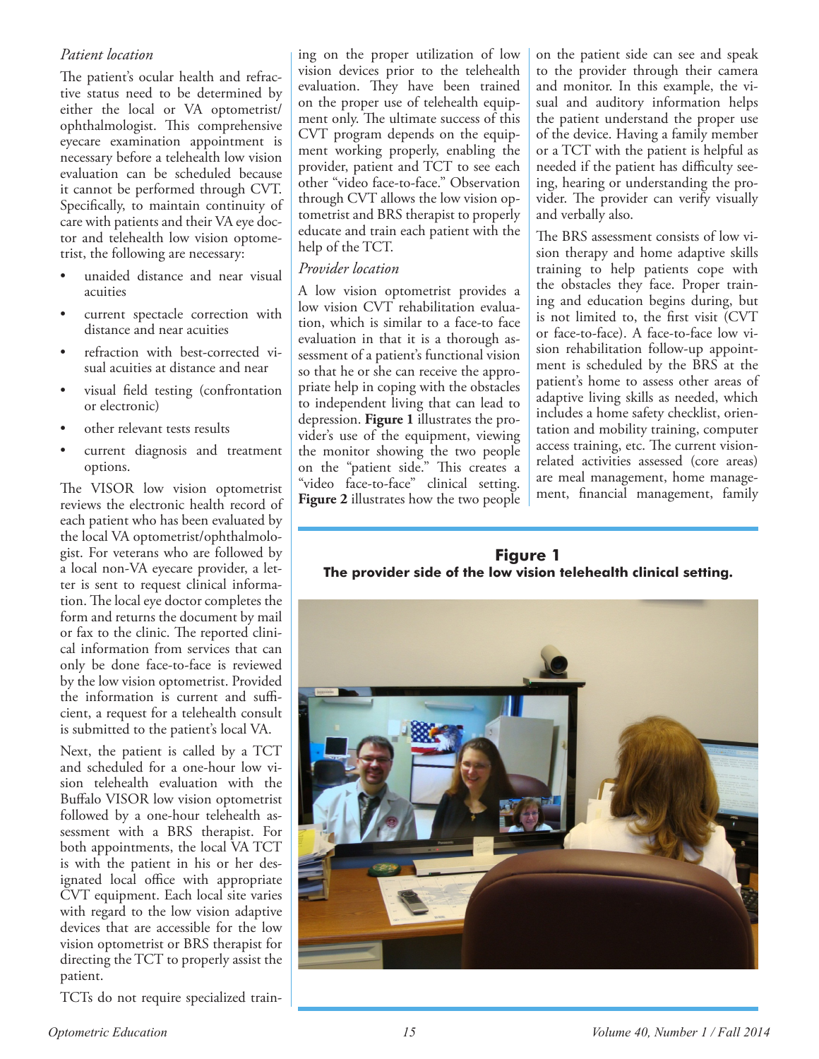*Patient location*

The patient's ocular health and refractive status need to be determined by either the local or VA optometrist/ophthalmologist. This comprehensive eyecare examination appointment is necessary before a telehealth low vision evaluation can be scheduled because it cannot be performed through CVT. Specifically, to maintain continuity of care with patients and their VA eye doctor and telehealth low vision optometrist, the following are necessary:

- unaided distance and near visual acuities
- current spectacle correction with distance and near acuities
- refraction with best-corrected visual acuities at distance and near
- visual field testing (confrontation or electronic)
- other relevant tests results
- current diagnosis and treatment options.

The VISOR low vision optometrist reviews the electronic health record of each patient who has been evaluated by the local VA optometrist/ophthalmologist. For veterans who are followed by a local non-VA eyecare provider, a letter is sent to request clinical information. The local eye doctor completes the form and returns the document by mail or fax to the clinic. The reported clinical information from services that can only be done face-to-face is reviewed by the low vision optometrist. Provided the information is current and sufficient, a request for a telehealth consult is submitted to the patient's local VA.

Next, the patient is called by a TCT and scheduled for a one-hour low vision telehealth evaluation with the Buffalo VISOR low vision optometrist followed by a one-hour telehealth assessment with a BRS therapist. For both appointments, the local VA TCT is with the patient in his or her designated local office with appropriate CVT equipment. Each local site varies with regard to the low vision adaptive devices that are accessible for the low vision optometrist or BRS therapist for directing the TCT to properly assist the patient.

TCTs do not require specialized training on the proper utilization of low vision devices prior to the telehealth evaluation. They have been trained on the proper use of telehealth equipment only. The ultimate success of this CVT program depends on the equipment working properly, enabling the provider, patient and TCT to see each other "video face-to-face." Observation through CVT allows the low vision optometrist and BRS therapist to properly educate and train each patient with the help of the TCT.

*Provider location*

A low vision optometrist provides a low vision CVT rehabilitation evaluation, which is similar to a face-to face evaluation in that it is a thorough assessment of a patient's functional vision so that he or she can receive the appropriate help in coping with the obstacles to independent living that can lead to depression. **Figure 1** illustrates the provider's use of the equipment, viewing the monitor showing the two people on the "patient side." This creates a "video face-to-face" clinical setting. **Figure 2** illustrates how the two people on the patient side can see and speak to the provider through their camera and monitor. In this example, the visual and auditory information helps the patient understand the proper use of the device. Having a family member or a TCT with the patient is helpful as needed if the patient has difficulty seeing, hearing or understanding the provider. The provider can verify visually and verbally also.

The BRS assessment consists of low vision therapy and home adaptive skills training to help patients cope with the obstacles they face. Proper training and education begins during, but is not limited to, the first visit (CVT or face-to-face). A face-to-face low vision rehabilitation follow-up appointment is scheduled by the BRS at the patient's home to assess other areas of adaptive living skills as needed, which includes a home safety checklist, orientation and mobility training, computer access training, etc. The current vision-related activities assessed (core areas) are meal management, home management, financial management, family

**Figure 1**
**The provider side of the low vision telehealth clinical setting.**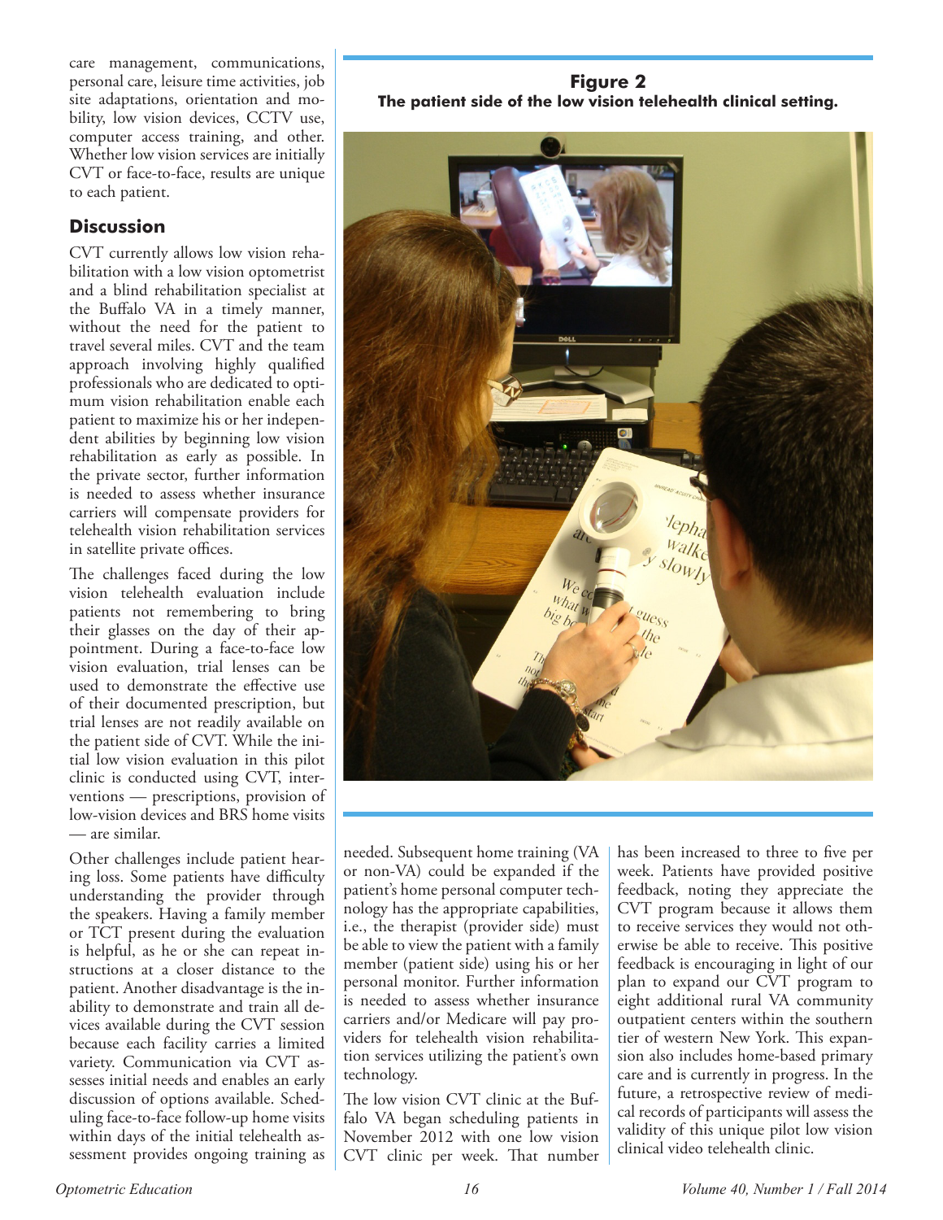care management, communications, personal care, leisure time activities, job site adaptations, orientation and mobility, low vision devices, CCTV use, computer access training, and other. Whether low vision services are initially CVT or face-to-face, results are unique to each patient.

## Discussion

CVT currently allows low vision rehabilitation with a low vision optometrist and a blind rehabilitation specialist at the Buffalo VA in a timely manner, without the need for the patient to travel several miles. CVT and the team approach involving highly qualified professionals who are dedicated to optimum vision rehabilitation enable each patient to maximize his or her independent abilities by beginning low vision rehabilitation as early as possible. In the private sector, further information is needed to assess whether insurance carriers will compensate providers for telehealth vision rehabilitation services in satellite private offices.

The challenges faced during the low vision telehealth evaluation include patients not remembering to bring their glasses on the day of their appointment. During a face-to-face low vision evaluation, trial lenses can be used to demonstrate the effective use of their documented prescription, but trial lenses are not readily available on the patient side of CVT. While the initial low vision evaluation in this pilot clinic is conducted using CVT, interventions — prescriptions, provision of low-vision devices and BRS home visits — are similar.

Other challenges include patient hearing loss. Some patients have difficulty understanding the provider through the speakers. Having a family member or TCT present during the evaluation is helpful, as he or she can repeat instructions at a closer distance to the patient. Another disadvantage is the inability to demonstrate and train all devices available during the CVT session because each facility carries a limited variety. Communication via CVT assesses initial needs and enables an early discussion of options available. Scheduling face-to-face follow-up home visits within days of the initial telehealth assessment provides ongoing training as needed. Subsequent home training (VA or non-VA) could be expanded if the patient's home personal computer technology has the appropriate capabilities, i.e., the therapist (provider side) must be able to view the patient with a family member (patient side) using his or her personal monitor. Further information is needed to assess whether insurance carriers and/or Medicare will pay providers for telehealth vision rehabilitation services utilizing the patient's own technology.

The low vision CVT clinic at the Buffalo VA began scheduling patients in November 2012 with one low vision CVT clinic per week. That number has been increased to three to five per week. Patients have provided positive feedback, noting they appreciate the CVT program because it allows them to receive services they would not otherwise be able to receive. This positive feedback is encouraging in light of our plan to expand our CVT program to eight additional rural VA community outpatient centers within the southern tier of western New York. This expansion also includes home-based primary care and is currently in progress. In the future, a retrospective review of medical records of participants will assess the validity of this unique pilot low vision clinical video telehealth clinic.

**Figure 2**
**The patient side of the low vision telehealth clinical setting.**